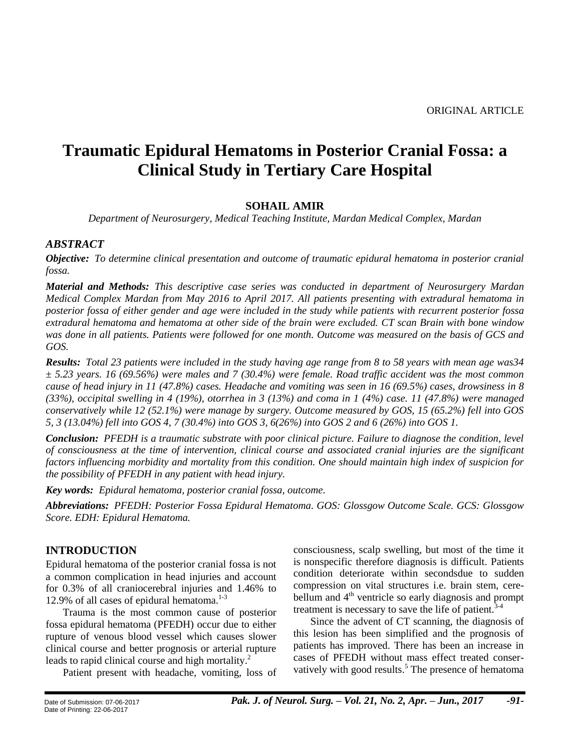ORIGINAL ARTICLE

# Traumatic Epidural Hematoms in Posterior Cranial Fossa: a Clinical Study in Tertiary Care Hospital

**SOHAIL AMIR**

*Department of Neurosurgery, Medical Teaching Institute, Mardan Medical Complex, Mardan*

## *ABSTRACT*

***Objective:*** *To determine clinical presentation and outcome of traumatic epidural hematoma in posterior cranial fossa.*

***Material and Methods:*** *This descriptive case series was conducted in department of Neurosurgery Mardan Medical Complex Mardan from May 2016 to April 2017. All patients presenting with extradural hematoma in posterior fossa of either gender and age were included in the study while patients with recurrent posterior fossa extradural hematoma and hematoma at other side of the brain were excluded. CT scan Brain with bone window was done in all patients. Patients were followed for one month. Outcome was measured on the basis of GCS and GOS.*

***Results:*** *Total 23 patients were included in the study having age range from 8 to 58 years with mean age was34 ± 5.23 years. 16 (69.56%) were males and 7 (30.4%) were female. Road traffic accident was the most common cause of head injury in 11 (47.8%) cases. Headache and vomiting was seen in 16 (69.5%) cases, drowsiness in 8 (33%), occipital swelling in 4 (19%), otorrhea in 3 (13%) and coma in 1 (4%) case. 11 (47.8%) were managed conservatively while 12 (52.1%) were manage by surgery. Outcome measured by GOS, 15 (65.2%) fell into GOS 5, 3 (13.04%) fell into GOS 4, 7 (30.4%) into GOS 3, 6(26%) into GOS 2 and 6 (26%) into GOS 1.*

***Conclusion:*** *PFEDH is a traumatic substrate with poor clinical picture. Failure to diagnose the condition, level of consciousness at the time of intervention, clinical course and associated cranial injuries are the significant factors influencing morbidity and mortality from this condition. One should maintain high index of suspicion for the possibility of PFEDH in any patient with head injury.*

***Key words:*** *Epidural hematoma, posterior cranial fossa, outcome.*

***Abbreviations:*** *PFEDH: Posterior Fossa Epidural Hematoma. GOS: Glossgow Outcome Scale. GCS: Glossgow Score. EDH: Epidural Hematoma.*

## INTRODUCTION

Epidural hematoma of the posterior cranial fossa is not a common complication in head injuries and account for 0.3% of all craniocerebral injuries and 1.46% to 12.9% of all cases of epidural hematoma.[1-3]

Trauma is the most common cause of posterior fossa epidural hematoma (PFEDH) occur due to either rupture of venous blood vessel which causes slower clinical course and better prognosis or arterial rupture leads to rapid clinical course and high mortality.[2]

Patient present with headache, vomiting, loss of consciousness, scalp swelling, but most of the time it is nonspecific therefore diagnosis is difficult. Patients condition deteriorate within secondsdue to sudden compression on vital structures i.e. brain stem, cerebellum and 4th ventricle so early diagnosis and prompt treatment is necessary to save the life of patient.[3-4]

Since the advent of CT scanning, the diagnosis of this lesion has been simplified and the prognosis of patients has improved. There has been an increase in cases of PFEDH without mass effect treated conservatively with good results.[5] The presence of hematoma

Date of Submission: 07-06-2017
Date of Printing: 22-06-2017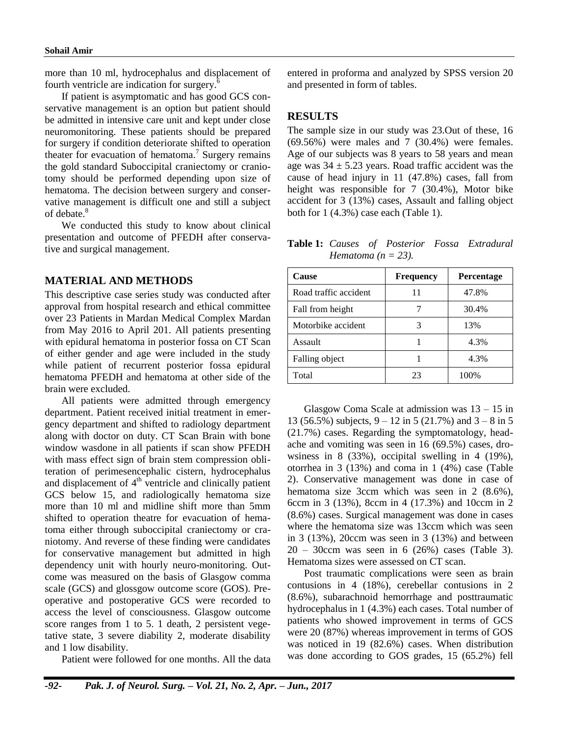more than 10 ml, hydrocephalus and displacement of fourth ventricle are indication for surgery.[6]

If patient is asymptomatic and has good GCS conservative management is an option but patient should be admitted in intensive care unit and kept under close neuromonitoring. These patients should be prepared for surgery if condition deteriorate shifted to operation theater for evacuation of hematoma.[7] Surgery remains the gold standard Suboccipital craniectomy or craniotomy should be performed depending upon size of hematoma. The decision between surgery and conservative management is difficult one and still a subject of debate.[8]

We conducted this study to know about clinical presentation and outcome of PFEDH after conservative and surgical management.

## MATERIAL AND METHODS

This descriptive case series study was conducted after approval from hospital research and ethical committee over 23 Patients in Mardan Medical Complex Mardan from May 2016 to April 201. All patients presenting with epidural hematoma in posterior fossa on CT Scan of either gender and age were included in the study while patient of recurrent posterior fossa epidural hematoma PFEDH and hematoma at other side of the brain were excluded.

All patients were admitted through emergency department. Patient received initial treatment in emergency department and shifted to radiology department along with doctor on duty. CT Scan Brain with bone window wasdone in all patients if scan show PFEDH with mass effect sign of brain stem compression obliteration of perimesencephalic cistern, hydrocephalus and displacement of 4$^{th}$ ventricle and clinically patient GCS below 15, and radiologically hematoma size more than 10 ml and midline shift more than 5mm shifted to operation theatre for evacuation of hematoma either through suboccipital craniectomy or craniotomy. And reverse of these finding were candidates for conservative management but admitted in high dependency unit with hourly neuro-monitoring. Outcome was measured on the basis of Glasgow comma scale (GCS) and glossgow outcome score (GOS). Preoperative and postoperative GCS were recorded to access the level of consciousness. Glasgow outcome score ranges from 1 to 5. 1 death, 2 persistent vegetative state, 3 severe diability 2, moderate disability and 1 low disability.

Patient were followed for one months. All the data entered in proforma and analyzed by SPSS version 20 and presented in form of tables.

## RESULTS

The sample size in our study was 23.Out of these, 16 (69.56%) were males and 7 (30.4%) were females. Age of our subjects was 8 years to 58 years and mean age was 34 ± 5.23 years. Road traffic accident was the cause of head injury in 11 (47.8%) cases, fall from height was responsible for 7 (30.4%), Motor bike accident for 3 (13%) cases, Assault and falling object both for 1 (4.3%) case each (Table 1).

**Table 1:** *Causes of Posterior Fossa Extradural Hematoma (n = 23).*

| Cause | Frequency | Percentage |
|---|---|---|
| Road traffic accident | 11 | 47.8% |
| Fall from height | 7 | 30.4% |
| Motorbike accident | 3 | 13% |
| Assault | 1 | 4.3% |
| Falling object | 1 | 4.3% |
| Total | 23 | 100% |

Glasgow Coma Scale at admission was 13 – 15 in 13 (56.5%) subjects, 9 – 12 in 5 (21.7%) and 3 – 8 in 5 (21.7%) cases. Regarding the symptomatology, headache and vomiting was seen in 16 (69.5%) cases, drowsiness in 8 (33%), occipital swelling in 4 (19%), otorrhea in 3 (13%) and coma in 1 (4%) case (Table 2). Conservative management was done in case of hematoma size 3ccm which was seen in 2 (8.6%), 6ccm in 3 (13%), 8ccm in 4 (17.3%) and 10ccm in 2 (8.6%) cases. Surgical management was done in cases where the hematoma size was 13ccm which was seen in 3 (13%), 20ccm was seen in 3 (13%) and between 20 – 30ccm was seen in 6 (26%) cases (Table 3). Hematoma sizes were assessed on CT scan.

Post traumatic complications were seen as brain contusions in 4 (18%), cerebellar contusions in 2 (8.6%), subarachnoid hemorrhage and posttraumatic hydrocephalus in 1 (4.3%) each cases. Total number of patients who showed improvement in terms of GCS were 20 (87%) whereas improvement in terms of GOS was noticed in 19 (82.6%) cases. When distribution was done according to GOS grades, 15 (65.2%) fell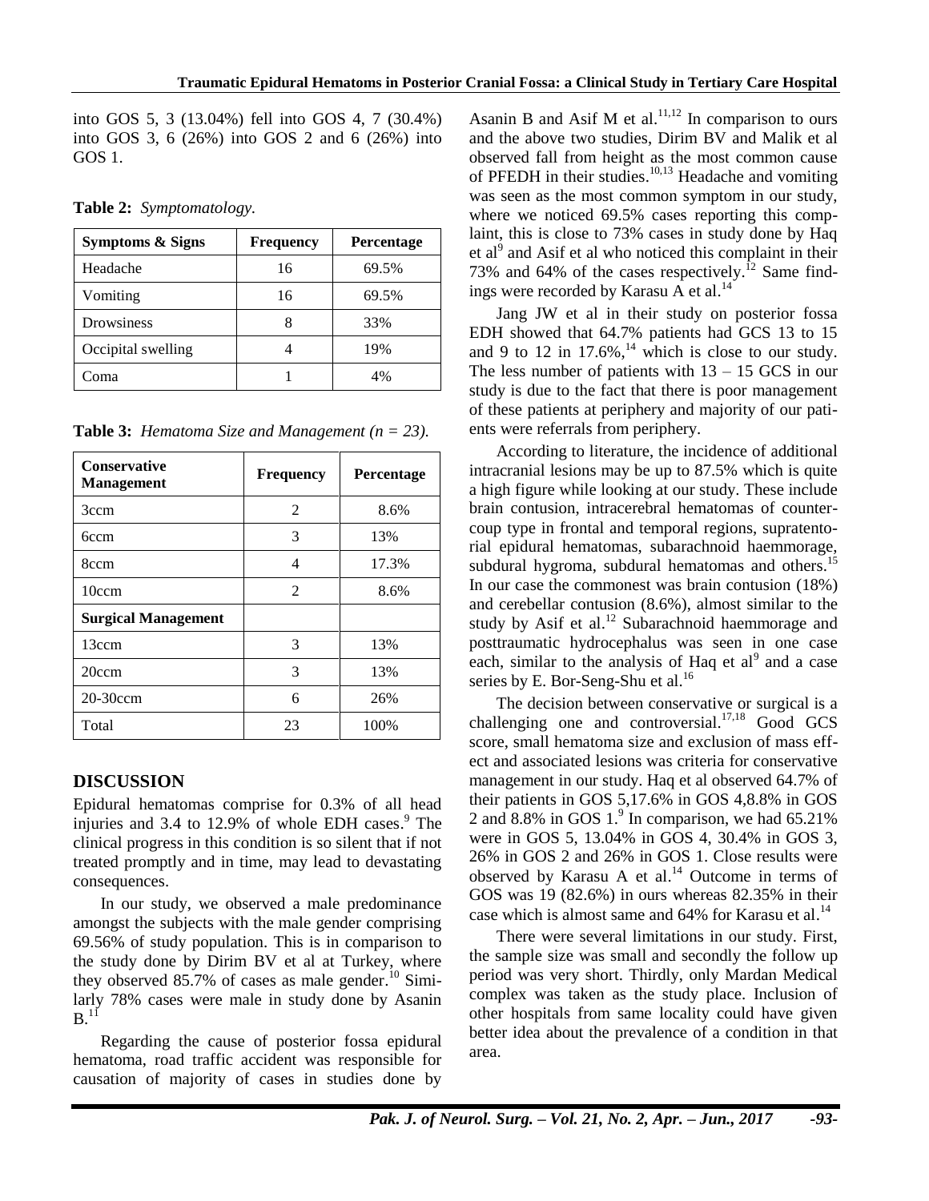into GOS 5, 3 (13.04%) fell into GOS 4, 7 (30.4%) into GOS 3, 6 (26%) into GOS 2 and 6 (26%) into GOS 1.

**Table 2:** *Symptomatology.*

| Symptoms & Signs | Frequency | Percentage |
|---|---|---|
| Headache | 16 | 69.5% |
| Vomiting | 16 | 69.5% |
| Drowsiness | 8 | 33% |
| Occipital swelling | 4 | 19% |
| Coma | 1 | 4% |

**Table 3:** *Hematoma Size and Management (n = 23).*

| Conservative Management | Frequency | Percentage |
|---|---|---|
| 3ccm | 2 | 8.6% |
| 6ccm | 3 | 13% |
| 8ccm | 4 | 17.3% |
| 10ccm | 2 | 8.6% |
| **Surgical Management** | | |
| 13ccm | 3 | 13% |
| 20ccm | 3 | 13% |
| 20-30ccm | 6 | 26% |
| Total | 23 | 100% |

## DISCUSSION

Epidural hematomas comprise for 0.3% of all head injuries and 3.4 to 12.9% of whole EDH cases.[9] The clinical progress in this condition is so silent that if not treated promptly and in time, may lead to devastating consequences.

In our study, we observed a male predominance amongst the subjects with the male gender comprising 69.56% of study population. This is in comparison to the study done by Dirim BV et al at Turkey, where they observed 85.7% of cases as male gender.[10] Similarly 78% cases were male in study done by Asanin B.[11]

Regarding the cause of posterior fossa epidural hematoma, road traffic accident was responsible for causation of majority of cases in studies done by Asanin B and Asif M et al.[11,12] In comparison to ours and the above two studies, Dirim BV and Malik et al observed fall from height as the most common cause of PFEDH in their studies.[10,13] Headache and vomiting was seen as the most common symptom in our study, where we noticed 69.5% cases reporting this complaint, this is close to 73% cases in study done by Haq et al[9] and Asif et al who noticed this complaint in their 73% and 64% of the cases respectively.[12] Same findings were recorded by Karasu A et al.[14]

Jang JW et al in their study on posterior fossa EDH showed that 64.7% patients had GCS 13 to 15 and 9 to 12 in 17.6%,[14] which is close to our study. The less number of patients with 13 – 15 GCS in our study is due to the fact that there is poor management of these patients at periphery and majority of our patients were referrals from periphery.

According to literature, the incidence of additional intracranial lesions may be up to 87.5% which is quite a high figure while looking at our study. These include brain contusion, intracerebral hematomas of countercoup type in frontal and temporal regions, supratentorial epidural hematomas, subarachnoid haemmorage, subdural hygroma, subdural hematomas and others.[15] In our case the commonest was brain contusion (18%) and cerebellar contusion (8.6%), almost similar to the study by Asif et al.[12] Subarachnoid haemmorage and posttraumatic hydrocephalus was seen in one case each, similar to the analysis of Haq et al[9] and a case series by E. Bor-Seng-Shu et al.[16]

The decision between conservative or surgical is a challenging one and controversial.[17,18] Good GCS score, small hematoma size and exclusion of mass effect and associated lesions was criteria for conservative management in our study. Haq et al observed 64.7% of their patients in GOS 5,17.6% in GOS 4,8.8% in GOS 2 and 8.8% in GOS 1.[9] In comparison, we had 65.21% were in GOS 5, 13.04% in GOS 4, 30.4% in GOS 3, 26% in GOS 2 and 26% in GOS 1. Close results were observed by Karasu A et al.[14] Outcome in terms of GOS was 19 (82.6%) in ours whereas 82.35% in their case which is almost same and 64% for Karasu et al.[14]

There were several limitations in our study. First, the sample size was small and secondly the follow up period was very short. Thirdly, only Mardan Medical complex was taken as the study place. Inclusion of other hospitals from same locality could have given better idea about the prevalence of a condition in that area.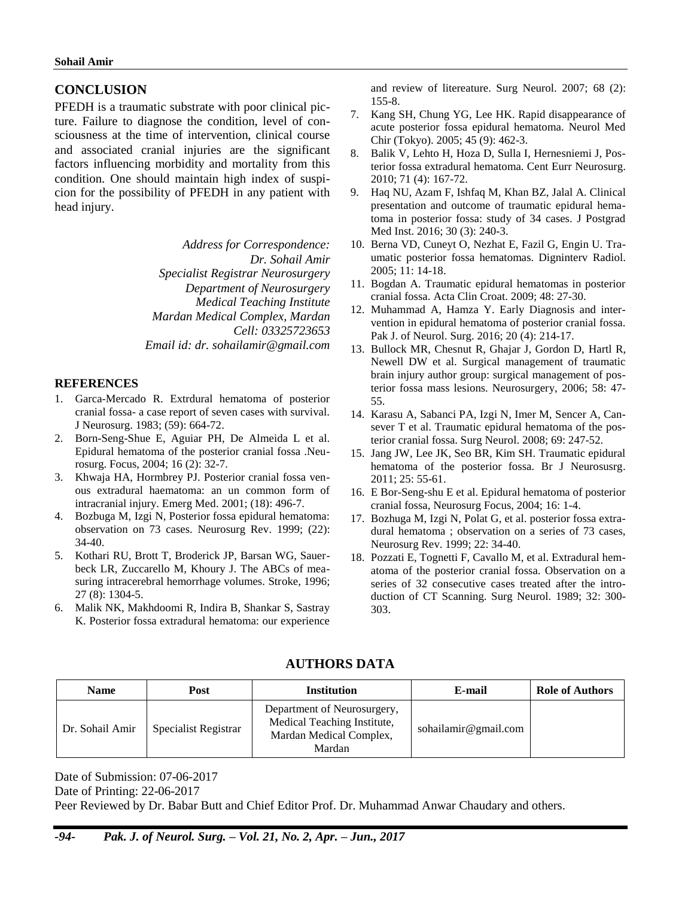## CONCLUSION

PFEDH is a traumatic substrate with poor clinical picture. Failure to diagnose the condition, level of consciousness at the time of intervention, clinical course and associated cranial injuries are the significant factors influencing morbidity and mortality from this condition. One should maintain high index of suspicion for the possibility of PFEDH in any patient with head injury.

*Address for Correspondence:*
*Dr. Sohail Amir*
*Specialist Registrar Neurosurgery*
*Department of Neurosurgery*
*Medical Teaching Institute*
*Mardan Medical Complex, Mardan*
*Cell: 03325723653*
*Email id: dr. sohailamir@gmail.com*

## REFERENCES

1. Garca-Mercado R. Extrdural hematoma of posterior cranial fossa- a case report of seven cases with survival. J Neurosurg. 1983; (59): 664-72.
2. Born-Seng-Shue E, Aguiar PH, De Almeida L et al. Epidural hematoma of the posterior cranial fossa .Neurosurg. Focus, 2004; 16 (2): 32-7.
3. Khwaja HA, Hormbrey PJ. Posterior cranial fossa venous extradural haematoma: an un common form of intracranial injury. Emerg Med. 2001; (18): 496-7.
4. Bozbuga M, Izgi N, Posterior fossa epidural hematoma: observation on 73 cases. Neurosurg Rev. 1999; (22): 34-40.
5. Kothari RU, Brott T, Broderick JP, Barsan WG, Sauerbeck LR, Zuccarello M, Khoury J. The ABCs of measuring intracerebral hemorrhage volumes. Stroke, 1996; 27 (8): 1304-5.
6. Malik NK, Makhdoomi R, Indira B, Shankar S, Sastray K. Posterior fossa extradural hematoma: our experience and review of litereature. Surg Neurol. 2007; 68 (2): 155-8.
7. Kang SH, Chung YG, Lee HK. Rapid disappearance of acute posterior fossa epidural hematoma. Neurol Med Chir (Tokyo). 2005; 45 (9): 462-3.
8. Balik V, Lehto H, Hoza D, Sulla I, Hernesniemi J, Posterior fossa extradural hematoma. Cent Eurr Neurosurg. 2010; 71 (4): 167-72.
9. Haq NU, Azam F, Ishfaq M, Khan BZ, Jalal A. Clinical presentation and outcome of traumatic epidural hematoma in posterior fossa: study of 34 cases. J Postgrad Med Inst. 2016; 30 (3): 240-3.
10. Berna VD, Cuneyt O, Nezhat E, Fazil G, Engin U. Traumatic posterior fossa hematomas. Digninterv Radiol. 2005; 11: 14-18.
11. Bogdan A. Traumatic epidural hematomas in posterior cranial fossa. Acta Clin Croat. 2009; 48: 27-30.
12. Muhammad A, Hamza Y. Early Diagnosis and intervention in epidural hematoma of posterior cranial fossa. Pak J. of Neurol. Surg. 2016; 20 (4): 214-17.
13. Bullock MR, Chesnut R, Ghajar J, Gordon D, Hartl R, Newell DW et al. Surgical management of traumatic brain injury author group: surgical management of posterior fossa mass lesions. Neurosurgery, 2006; 58: 47-55.
14. Karasu A, Sabanci PA, Izgi N, Imer M, Sencer A, Cansever T et al. Traumatic epidural hematoma of the posterior cranial fossa. Surg Neurol. 2008; 69: 247-52.
15. Jang JW, Lee JK, Seo BR, Kim SH. Traumatic epidural hematoma of the posterior fossa. Br J Neurosusrg. 2011; 25: 55-61.
16. E Bor-Seng-shu E et al. Epidural hematoma of posterior cranial fossa, Neurosurg Focus, 2004; 16: 1-4.
17. Bozhuga M, Izgi N, Polat G, et al. posterior fossa extradural hematoma ; observation on a series of 73 cases, Neurosurg Rev. 1999; 22: 34-40.
18. Pozzati E, Tognetti F, Cavallo M, et al. Extradural hematoma of the posterior cranial fossa. Observation on a series of 32 consecutive cases treated after the introduction of CT Scanning. Surg Neurol. 1989; 32: 300-303.

## AUTHORS DATA

| Name | Post | Institution | E-mail | Role of Authors |
|---|---|---|---|---|
| Dr. Sohail Amir | Specialist Registrar | Department of Neurosurgery, Medical Teaching Institute, Mardan Medical Complex, Mardan | sohailamir@gmail.com | |

Date of Submission: 07-06-2017

Date of Printing: 22-06-2017

Peer Reviewed by Dr. Babar Butt and Chief Editor Prof. Dr. Muhammad Anwar Chaudary and others.